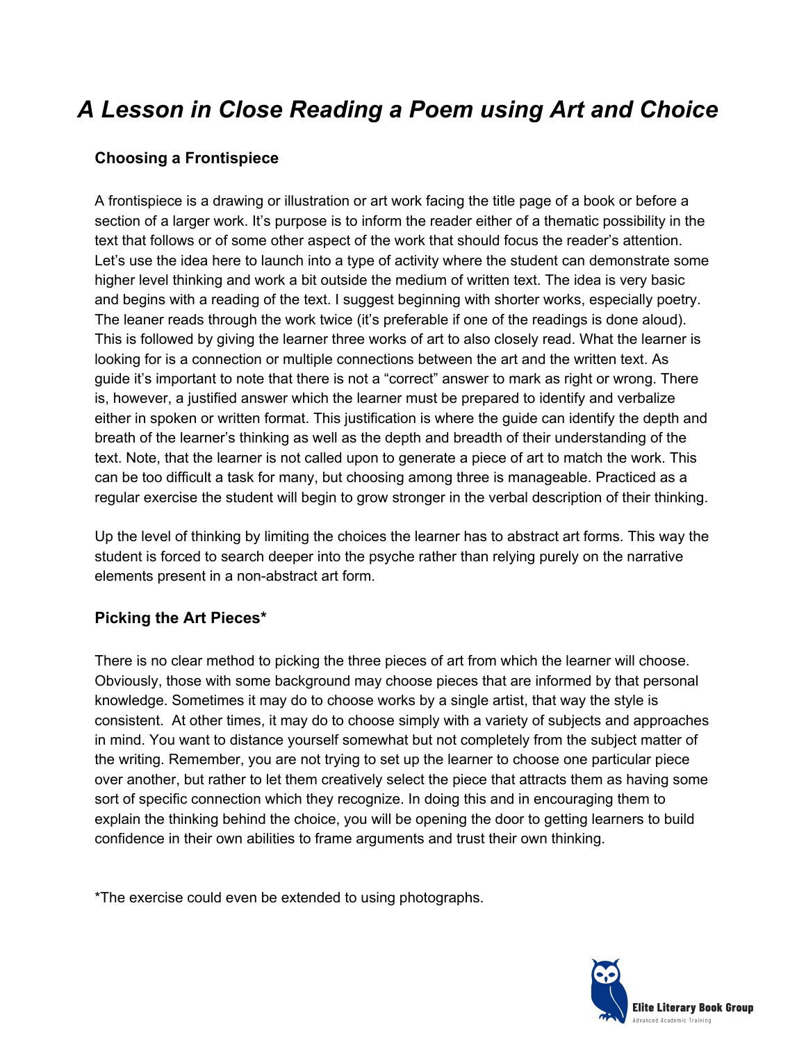# *A Lesson in Close Reading a Poem using Art and Choice*

## Choosing a Frontispiece

A frontispiece is a drawing or illustration or art work facing the title page of a book or before a section of a larger work. It's purpose is to inform the reader either of a thematic possibility in the text that follows or of some other aspect of the work that should focus the reader's attention. Let's use the idea here to launch into a type of activity where the student can demonstrate some higher level thinking and work a bit outside the medium of written text. The idea is very basic and begins with a reading of the text. I suggest beginning with shorter works, especially poetry. The leaner reads through the work twice (it's preferable if one of the readings is done aloud). This is followed by giving the learner three works of art to also closely read. What the learner is looking for is a connection or multiple connections between the art and the written text. As guide it's important to note that there is not a "correct" answer to mark as right or wrong. There is, however, a justified answer which the learner must be prepared to identify and verbalize either in spoken or written format. This justification is where the guide can identify the depth and breath of the learner's thinking as well as the depth and breadth of their understanding of the text. Note, that the learner is not called upon to generate a piece of art to match the work. This can be too difficult a task for many, but choosing among three is manageable. Practiced as a regular exercise the student will begin to grow stronger in the verbal description of their thinking.

Up the level of thinking by limiting the choices the learner has to abstract art forms. This way the student is forced to search deeper into the psyche rather than relying purely on the narrative elements present in a non-abstract art form.

## Picking the Art Pieces*

There is no clear method to picking the three pieces of art from which the learner will choose. Obviously, those with some background may choose pieces that are informed by that personal knowledge. Sometimes it may do to choose works by a single artist, that way the style is consistent. At other times, it may do to choose simply with a variety of subjects and approaches in mind. You want to distance yourself somewhat but not completely from the subject matter of the writing. Remember, you are not trying to set up the learner to choose one particular piece over another, but rather to let them creatively select the piece that attracts them as having some sort of specific connection which they recognize. In doing this and in encouraging them to explain the thinking behind the choice, you will be opening the door to getting learners to build confidence in their own abilities to frame arguments and trust their own thinking.

*The exercise could even be extended to using photographs.

Elite Literary Book Group
Advanced Academic Training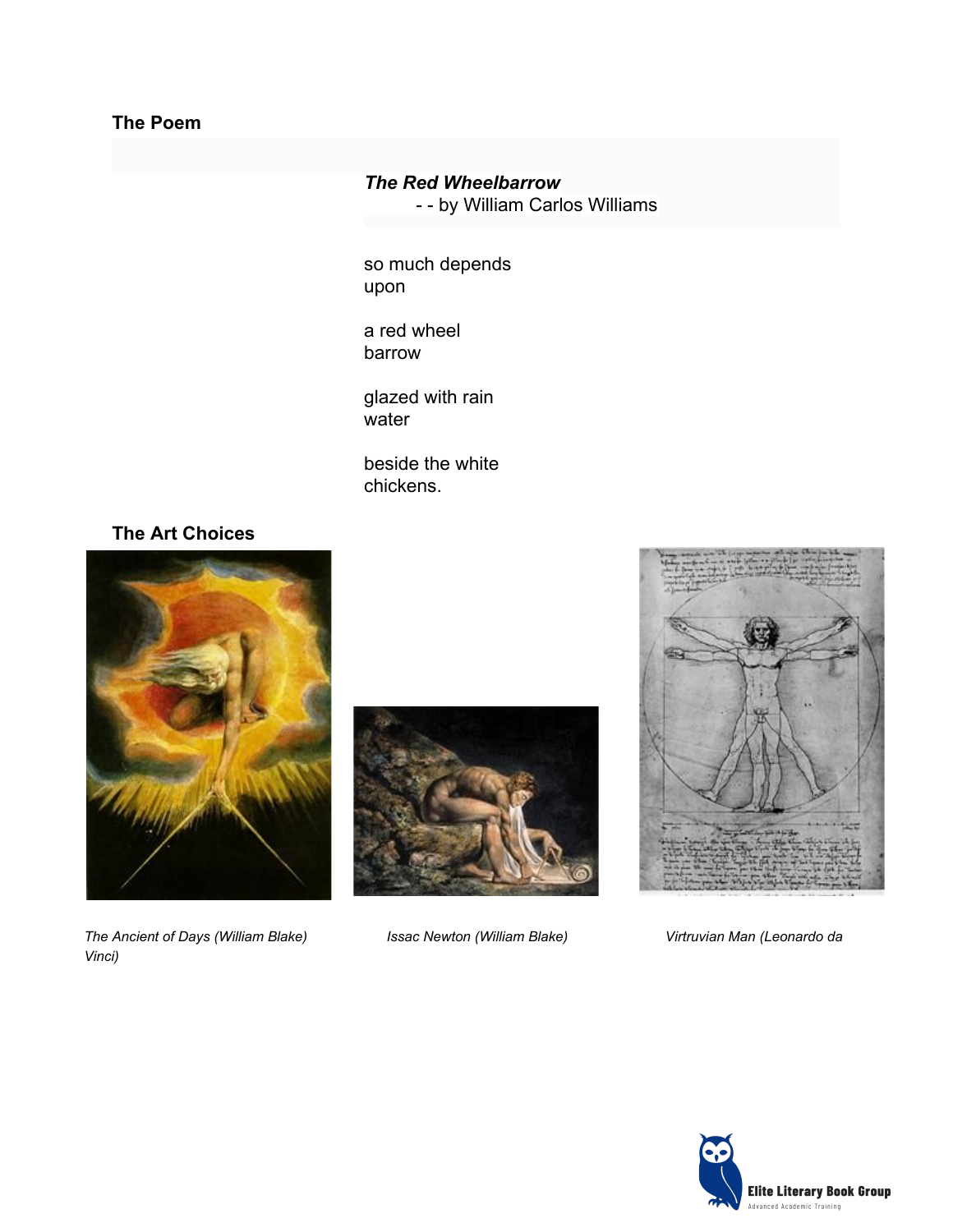## The Poem

***The Red Wheelbarrow***
- - by William Carlos Williams

so much depends
upon

a red wheel
barrow

glazed with rain
water

beside the white
chickens.

## The Art Choices

*The Ancient of Days (William Blake)*

*Issac Newton (William Blake)*

*Virtruvian Man (Leonardo da Vinci)*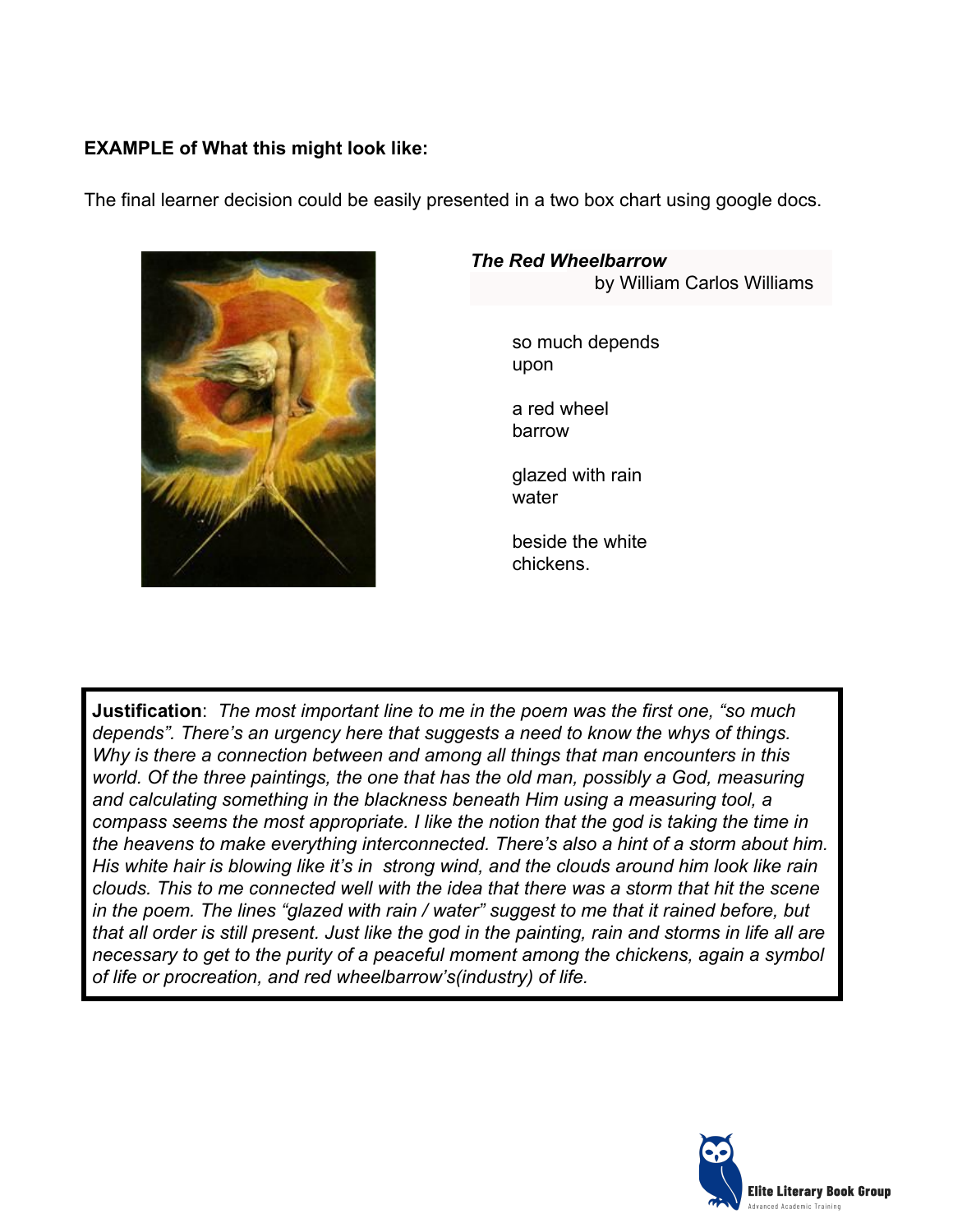**EXAMPLE of What this might look like:**

The final learner decision could be easily presented in a two box chart using google docs.

***The Red Wheelbarrow***
by William Carlos Williams

so much depends
upon

a red wheel
barrow

glazed with rain
water

beside the white
chickens.

**Justification**: *The most important line to me in the poem was the first one, "so much depends". There's an urgency here that suggests a need to know the whys of things. Why is there a connection between and among all things that man encounters in this world. Of the three paintings, the one that has the old man, possibly a God, measuring and calculating something in the blackness beneath Him using a measuring tool, a compass seems the most appropriate. I like the notion that the god is taking the time in the heavens to make everything interconnected. There's also a hint of a storm about him. His white hair is blowing like it's in strong wind, and the clouds around him look like rain clouds. This to me connected well with the idea that there was a storm that hit the scene in the poem. The lines "glazed with rain / water" suggest to me that it rained before, but that all order is still present. Just like the god in the painting, rain and storms in life all are necessary to get to the purity of a peaceful moment among the chickens, again a symbol of life or procreation, and red wheelbarrow's(industry) of life.*